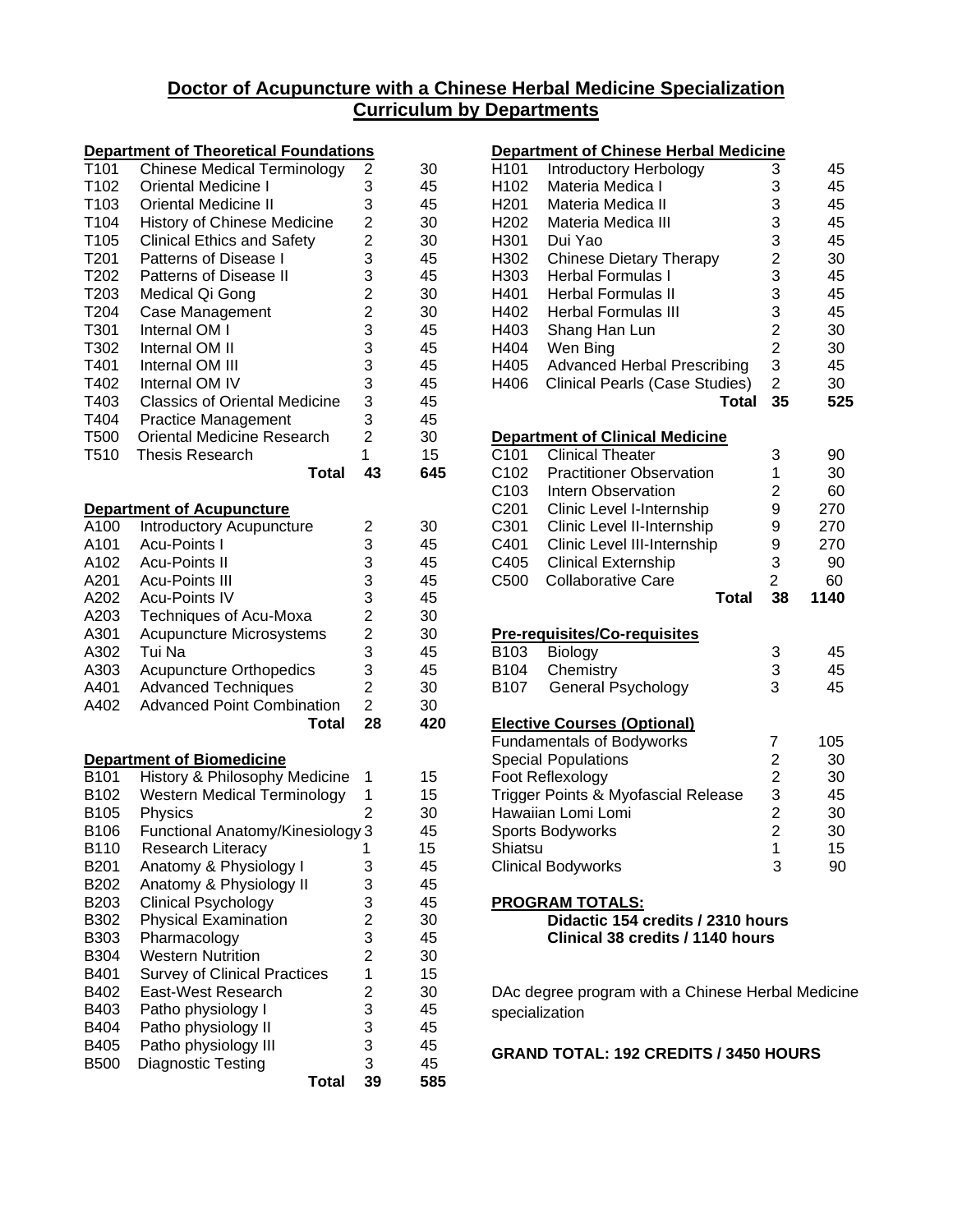# Doctor of Acupuncture with a Chinese Herbal Medicine Specialization
## Curriculum by Departments

### Department of Theoretical Foundations

| Code | Course | Credits | Hours |
|---|---|---|---|
| T101 | Chinese Medical Terminology | 2 | 30 |
| T102 | Oriental Medicine I | 3 | 45 |
| T103 | Oriental Medicine II | 3 | 45 |
| T104 | History of Chinese Medicine | 2 | 30 |
| T105 | Clinical Ethics and Safety | 2 | 30 |
| T201 | Patterns of Disease I | 3 | 45 |
| T202 | Patterns of Disease II | 3 | 45 |
| T203 | Medical Qi Gong | 2 | 30 |
| T204 | Case Management | 2 | 30 |
| T301 | Internal OM I | 3 | 45 |
| T302 | Internal OM II | 3 | 45 |
| T401 | Internal OM III | 3 | 45 |
| T402 | Internal OM IV | 3 | 45 |
| T403 | Classics of Oriental Medicine | 3 | 45 |
| T404 | Practice Management | 3 | 45 |
| T500 | Oriental Medicine Research | 2 | 30 |
| T510 | Thesis Research | 1 | 15 |
| | **Total** | **43** | **645** |

### Department of Acupuncture

| Code | Course | Credits | Hours |
|---|---|---|---|
| A100 | Introductory Acupuncture | 2 | 30 |
| A101 | Acu-Points I | 3 | 45 |
| A102 | Acu-Points II | 3 | 45 |
| A201 | Acu-Points III | 3 | 45 |
| A202 | Acu-Points IV | 3 | 45 |
| A203 | Techniques of Acu-Moxa | 2 | 30 |
| A301 | Acupuncture Microsystems | 2 | 30 |
| A302 | Tui Na | 3 | 45 |
| A303 | Acupuncture Orthopedics | 3 | 45 |
| A401 | Advanced Techniques | 2 | 30 |
| A402 | Advanced Point Combination | 2 | 30 |
| | **Total** | **28** | **420** |

### Department of Biomedicine

| Code | Course | Credits | Hours |
|---|---|---|---|
| B101 | History & Philosophy Medicine | 1 | 15 |
| B102 | Western Medical Terminology | 1 | 15 |
| B105 | Physics | 2 | 30 |
| B106 | Functional Anatomy/Kinesiology | 3 | 45 |
| B110 | Research Literacy | 1 | 15 |
| B201 | Anatomy & Physiology I | 3 | 45 |
| B202 | Anatomy & Physiology II | 3 | 45 |
| B203 | Clinical Psychology | 3 | 45 |
| B302 | Physical Examination | 2 | 30 |
| B303 | Pharmacology | 3 | 45 |
| B304 | Western Nutrition | 2 | 30 |
| B401 | Survey of Clinical Practices | 1 | 15 |
| B402 | East-West Research | 2 | 30 |
| B403 | Patho physiology I | 3 | 45 |
| B404 | Patho physiology II | 3 | 45 |
| B405 | Patho physiology III | 3 | 45 |
| B500 | Diagnostic Testing | 3 | 45 |
| | **Total** | **39** | **585** |

### Department of Chinese Herbal Medicine

| Code | Course | Credits | Hours |
|---|---|---|---|
| H101 | Introductory Herbology | 3 | 45 |
| H102 | Materia Medica I | 3 | 45 |
| H201 | Materia Medica II | 3 | 45 |
| H202 | Materia Medica III | 3 | 45 |
| H301 | Dui Yao | 3 | 45 |
| H302 | Chinese Dietary Therapy | 2 | 30 |
| H303 | Herbal Formulas I | 3 | 45 |
| H401 | Herbal Formulas II | 3 | 45 |
| H402 | Herbal Formulas III | 3 | 45 |
| H403 | Shang Han Lun | 2 | 30 |
| H404 | Wen Bing | 2 | 30 |
| H405 | Advanced Herbal Prescribing | 3 | 45 |
| H406 | Clinical Pearls (Case Studies) | 2 | 30 |
| | **Total** | **35** | **525** |

### Department of Clinical Medicine

| Code | Course | Credits | Hours |
|---|---|---|---|
| C101 | Clinical Theater | 3 | 90 |
| C102 | Practitioner Observation | 1 | 30 |
| C103 | Intern Observation | 2 | 60 |
| C201 | Clinic Level I-Internship | 9 | 270 |
| C301 | Clinic Level II-Internship | 9 | 270 |
| C401 | Clinic Level III-Internship | 9 | 270 |
| C405 | Clinical Externship | 3 | 90 |
| C500 | Collaborative Care | 2 | 60 |
| | **Total** | **38** | **1140** |

### Pre-requisites/Co-requisites

| Code | Course | Credits | Hours |
|---|---|---|---|
| B103 | Biology | 3 | 45 |
| B104 | Chemistry | 3 | 45 |
| B107 | General Psychology | 3 | 45 |

### Elective Courses (Optional)

| Course | Credits | Hours |
|---|---|---|
| Fundamentals of Bodyworks | 7 | 105 |
| Special Populations | 2 | 30 |
| Foot Reflexology | 2 | 30 |
| Trigger Points & Myofascial Release | 3 | 45 |
| Hawaiian Lomi Lomi | 2 | 30 |
| Sports Bodyworks | 2 | 30 |
| Shiatsu | 1 | 15 |
| Clinical Bodyworks | 3 | 90 |

### PROGRAM TOTALS:

**Didactic 154 credits / 2310 hours**
**Clinical 38 credits / 1140 hours**

DAc degree program with a Chinese Herbal Medicine specialization

**GRAND TOTAL: 192 CREDITS / 3450 HOURS**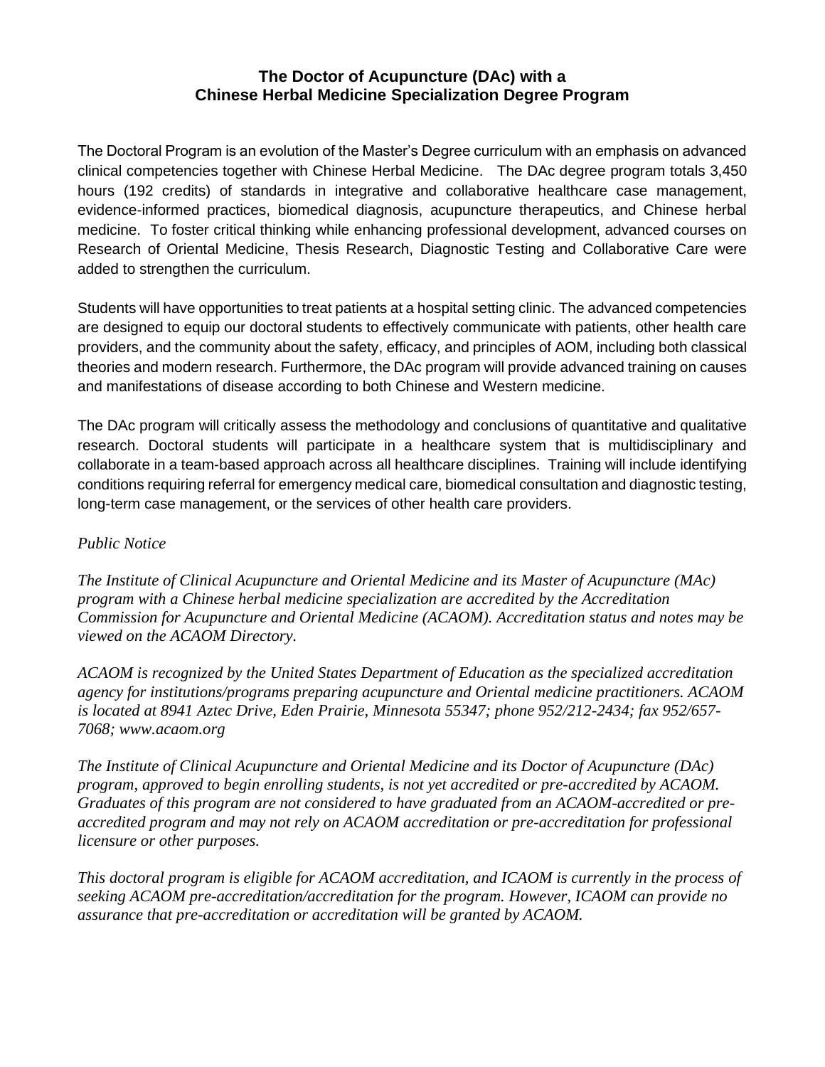## The Doctor of Acupuncture (DAc) with a Chinese Herbal Medicine Specialization Degree Program

The Doctoral Program is an evolution of the Master's Degree curriculum with an emphasis on advanced clinical competencies together with Chinese Herbal Medicine. The DAc degree program totals 3,450 hours (192 credits) of standards in integrative and collaborative healthcare case management, evidence-informed practices, biomedical diagnosis, acupuncture therapeutics, and Chinese herbal medicine. To foster critical thinking while enhancing professional development, advanced courses on Research of Oriental Medicine, Thesis Research, Diagnostic Testing and Collaborative Care were added to strengthen the curriculum.

Students will have opportunities to treat patients at a hospital setting clinic. The advanced competencies are designed to equip our doctoral students to effectively communicate with patients, other health care providers, and the community about the safety, efficacy, and principles of AOM, including both classical theories and modern research. Furthermore, the DAc program will provide advanced training on causes and manifestations of disease according to both Chinese and Western medicine.

The DAc program will critically assess the methodology and conclusions of quantitative and qualitative research. Doctoral students will participate in a healthcare system that is multidisciplinary and collaborate in a team-based approach across all healthcare disciplines. Training will include identifying conditions requiring referral for emergency medical care, biomedical consultation and diagnostic testing, long-term case management, or the services of other health care providers.

*Public Notice*

*The Institute of Clinical Acupuncture and Oriental Medicine and its Master of Acupuncture (MAc) program with a Chinese herbal medicine specialization are accredited by the Accreditation Commission for Acupuncture and Oriental Medicine (ACAOM). Accreditation status and notes may be viewed on the ACAOM Directory.*

*ACAOM is recognized by the United States Department of Education as the specialized accreditation agency for institutions/programs preparing acupuncture and Oriental medicine practitioners. ACAOM is located at 8941 Aztec Drive, Eden Prairie, Minnesota 55347; phone 952/212-2434; fax 952/657-7068; www.acaom.org*

*The Institute of Clinical Acupuncture and Oriental Medicine and its Doctor of Acupuncture (DAc) program, approved to begin enrolling students, is not yet accredited or pre-accredited by ACAOM. Graduates of this program are not considered to have graduated from an ACAOM-accredited or pre-accredited program and may not rely on ACAOM accreditation or pre-accreditation for professional licensure or other purposes.*

*This doctoral program is eligible for ACAOM accreditation, and ICAOM is currently in the process of seeking ACAOM pre-accreditation/accreditation for the program. However, ICAOM can provide no assurance that pre-accreditation or accreditation will be granted by ACAOM.*